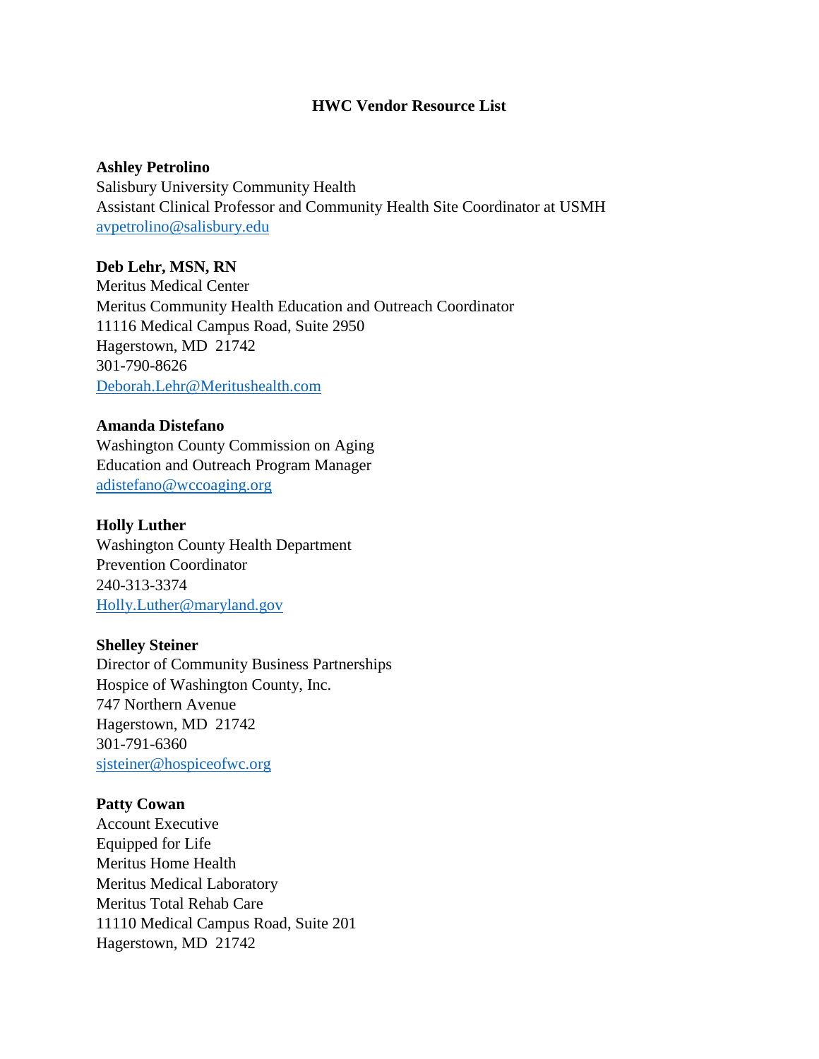# HWC Vendor Resource List

**Ashley Petrolino**
Salisbury University Community Health
Assistant Clinical Professor and Community Health Site Coordinator at USMH
avpetrolino@salisbury.edu

**Deb Lehr, MSN, RN**
Meritus Medical Center
Meritus Community Health Education and Outreach Coordinator
11116 Medical Campus Road, Suite 2950
Hagerstown, MD 21742
301-790-8626
Deborah.Lehr@Meritushealth.com

**Amanda Distefano**
Washington County Commission on Aging
Education and Outreach Program Manager
adistefano@wccoaging.org

**Holly Luther**
Washington County Health Department
Prevention Coordinator
240-313-3374
Holly.Luther@maryland.gov

**Shelley Steiner**
Director of Community Business Partnerships
Hospice of Washington County, Inc.
747 Northern Avenue
Hagerstown, MD 21742
301-791-6360
sjsteiner@hospiceofwc.org

**Patty Cowan**
Account Executive
Equipped for Life
Meritus Home Health
Meritus Medical Laboratory
Meritus Total Rehab Care
11110 Medical Campus Road, Suite 201
Hagerstown, MD 21742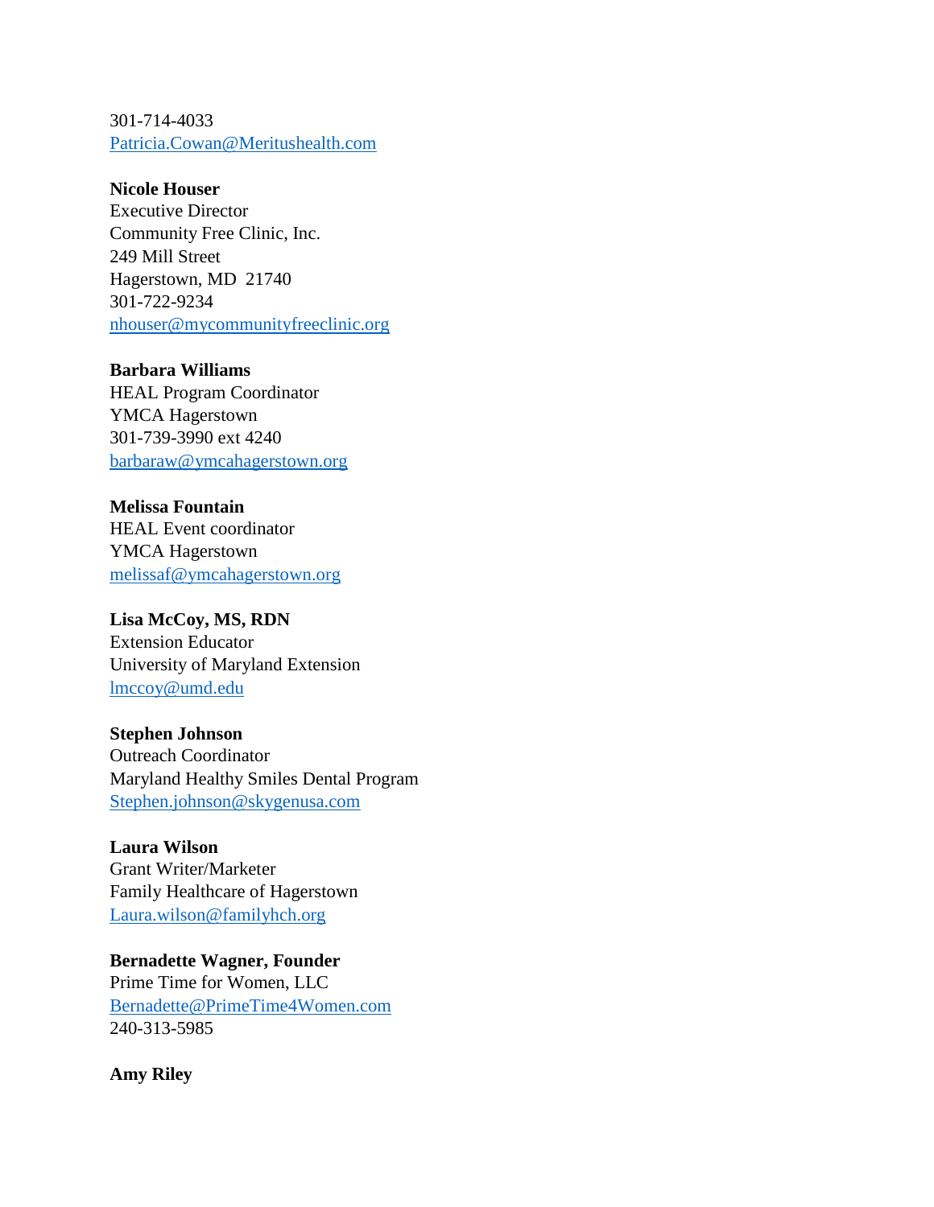301-714-4033
Patricia.Cowan@Meritushealth.com

**Nicole Houser**
Executive Director
Community Free Clinic, Inc.
249 Mill Street
Hagerstown, MD  21740
301-722-9234
nhouser@mycommunityfreeclinic.org

**Barbara Williams**
HEAL Program Coordinator
YMCA Hagerstown
301-739-3990 ext 4240
barbaraw@ymcahagerstown.org

**Melissa Fountain**
HEAL Event coordinator
YMCA Hagerstown
melissaf@ymcahagerstown.org

**Lisa McCoy, MS, RDN**
Extension Educator
University of Maryland Extension
lmccoy@umd.edu

**Stephen Johnson**
Outreach Coordinator
Maryland Healthy Smiles Dental Program
Stephen.johnson@skygenusa.com

**Laura Wilson**
Grant Writer/Marketer
Family Healthcare of Hagerstown
Laura.wilson@familyhch.org

**Bernadette Wagner, Founder**
Prime Time for Women, LLC
Bernadette@PrimeTime4Women.com
240-313-5985

**Amy Riley**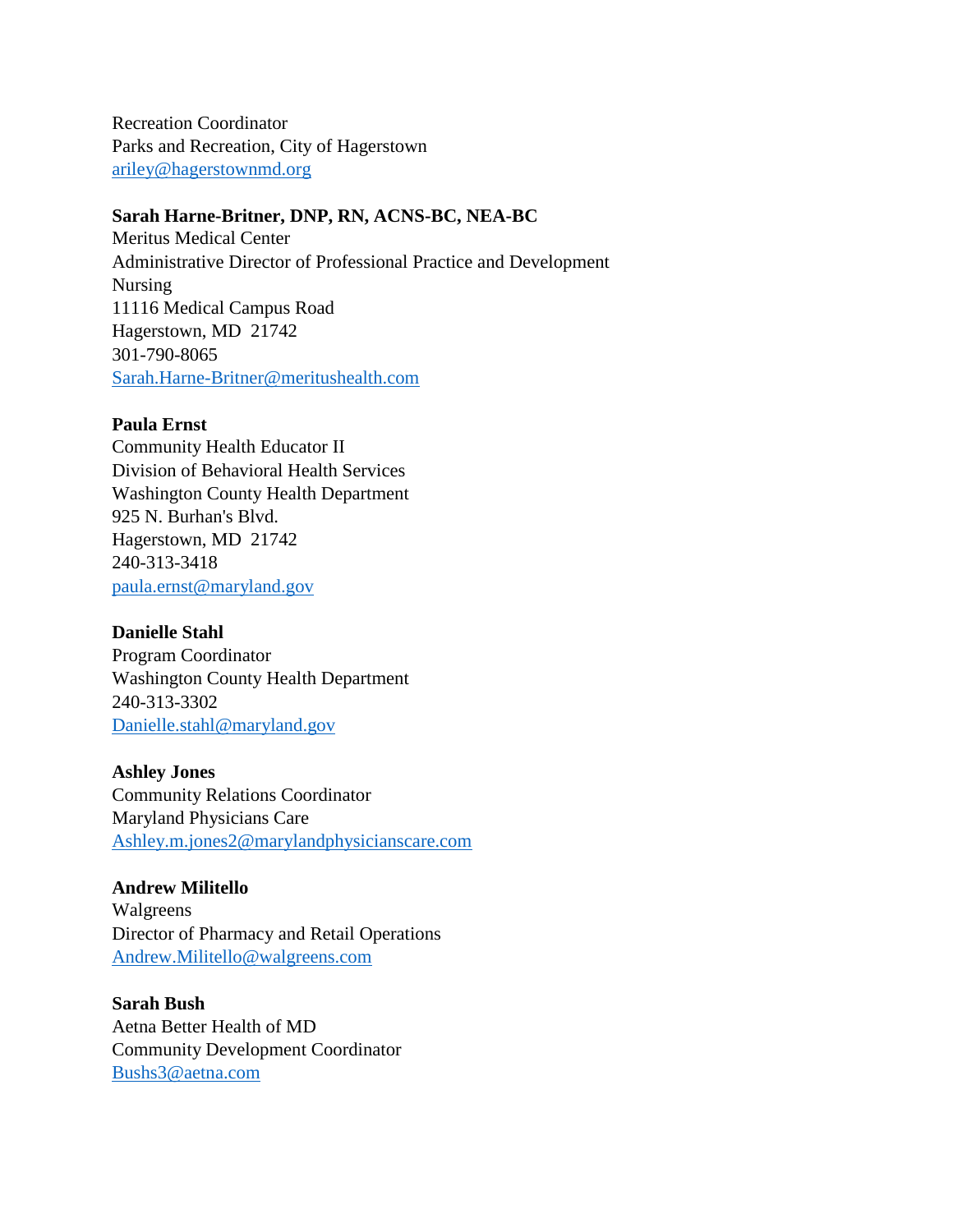Recreation Coordinator
Parks and Recreation, City of Hagerstown
ariley@hagerstownmd.org

**Sarah Harne-Britner, DNP, RN, ACNS-BC, NEA-BC**
Meritus Medical Center
Administrative Director of Professional Practice and Development
Nursing
11116 Medical Campus Road
Hagerstown, MD 21742
301-790-8065
Sarah.Harne-Britner@meritushealth.com

**Paula Ernst**
Community Health Educator II
Division of Behavioral Health Services
Washington County Health Department
925 N. Burhan's Blvd.
Hagerstown, MD 21742
240-313-3418
paula.ernst@maryland.gov

**Danielle Stahl**
Program Coordinator
Washington County Health Department
240-313-3302
Danielle.stahl@maryland.gov

**Ashley Jones**
Community Relations Coordinator
Maryland Physicians Care
Ashley.m.jones2@marylandphysicianscare.com

**Andrew Militello**
Walgreens
Director of Pharmacy and Retail Operations
Andrew.Militello@walgreens.com

**Sarah Bush**
Aetna Better Health of MD
Community Development Coordinator
Bushs3@aetna.com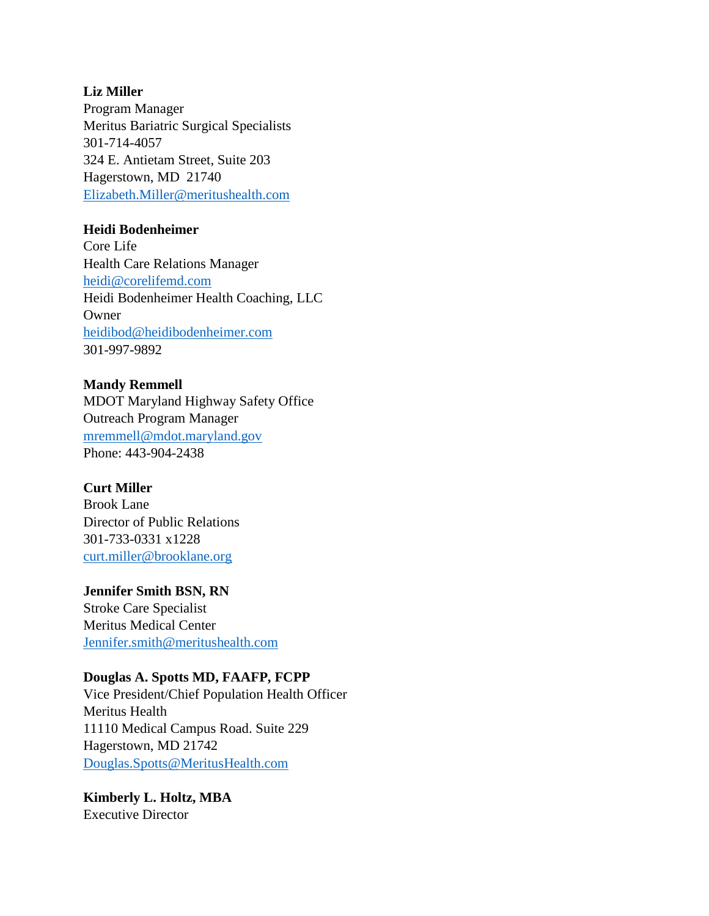**Liz Miller**
Program Manager
Meritus Bariatric Surgical Specialists
301-714-4057
324 E. Antietam Street, Suite 203
Hagerstown, MD  21740
Elizabeth.Miller@meritushealth.com

**Heidi Bodenheimer**
Core Life
Health Care Relations Manager
heidi@corelifemd.com
Heidi Bodenheimer Health Coaching, LLC
Owner
heidibod@heidibodenheimer.com
301-997-9892

**Mandy Remmell**
MDOT Maryland Highway Safety Office
Outreach Program Manager
mremmell@mdot.maryland.gov
Phone: 443-904-2438

**Curt Miller**
Brook Lane
Director of Public Relations
301-733-0331 x1228
curt.miller@brooklane.org

**Jennifer Smith BSN, RN**
Stroke Care Specialist
Meritus Medical Center
Jennifer.smith@meritushealth.com

**Douglas A. Spotts MD, FAAFP, FCPP**
Vice President/Chief Population Health Officer
Meritus Health
11110 Medical Campus Road. Suite 229
Hagerstown, MD 21742
Douglas.Spotts@MeritusHealth.com

**Kimberly L. Holtz, MBA**
Executive Director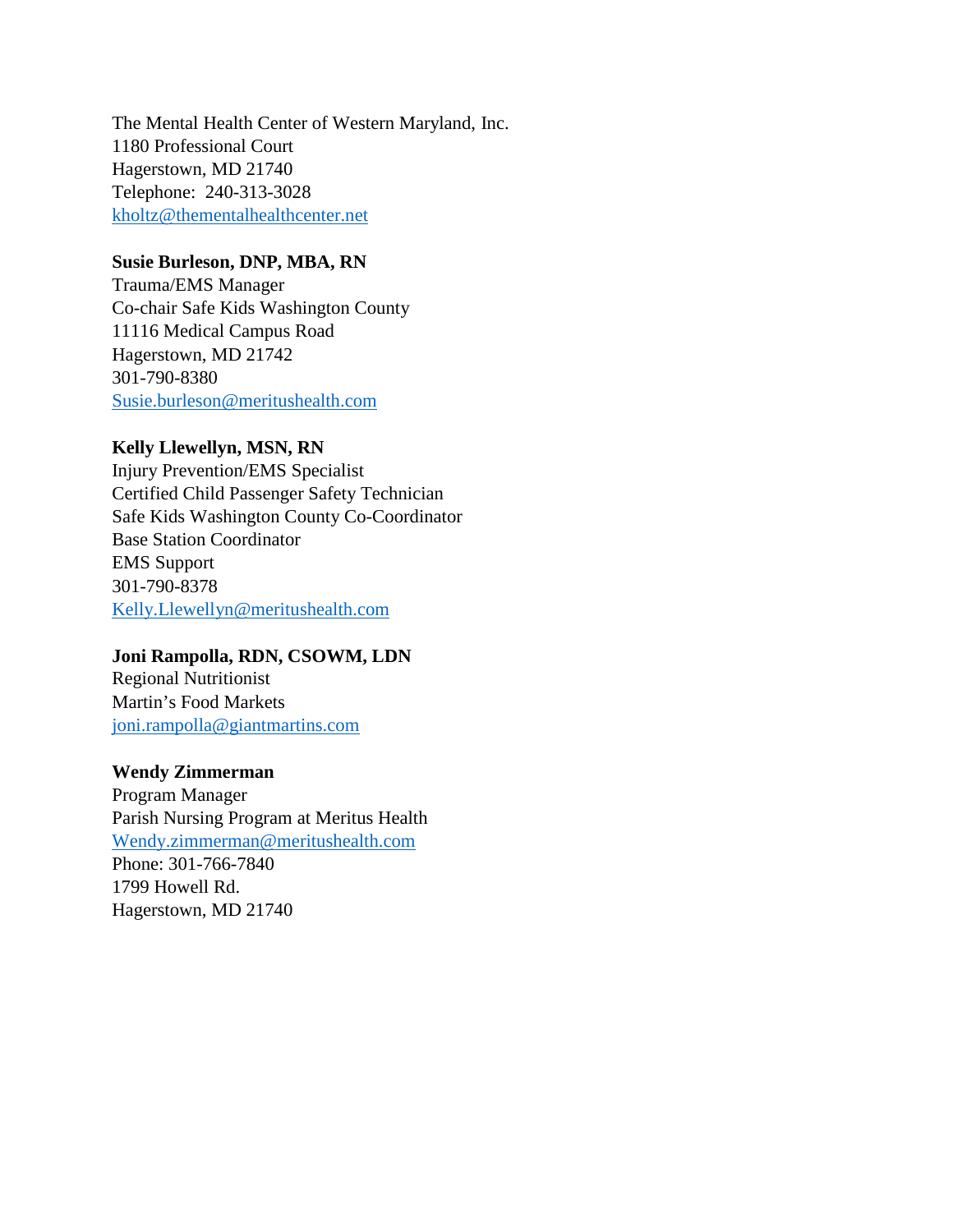The Mental Health Center of Western Maryland, Inc.
1180 Professional Court
Hagerstown, MD 21740
Telephone: 240-313-3028
kholtz@thementalhealthcenter.net

**Susie Burleson, DNP, MBA, RN**
Trauma/EMS Manager
Co-chair Safe Kids Washington County
11116 Medical Campus Road
Hagerstown, MD 21742
301-790-8380
Susie.burleson@meritushealth.com

**Kelly Llewellyn, MSN, RN**
Injury Prevention/EMS Specialist
Certified Child Passenger Safety Technician
Safe Kids Washington County Co-Coordinator
Base Station Coordinator
EMS Support
301-790-8378
Kelly.Llewellyn@meritushealth.com

**Joni Rampolla, RDN, CSOWM, LDN**
Regional Nutritionist
Martin's Food Markets
joni.rampolla@giantmartins.com

**Wendy Zimmerman**
Program Manager
Parish Nursing Program at Meritus Health
Wendy.zimmerman@meritushealth.com
Phone: 301-766-7840
1799 Howell Rd.
Hagerstown, MD 21740